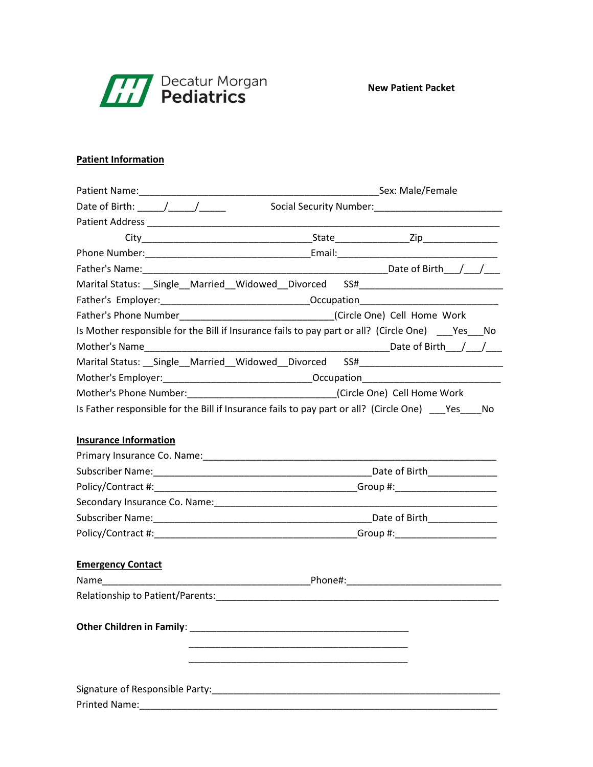Decatur Morgan Pediatrics

**New Patient Packet**

**Patient Information**

Patient Name:_______________________________________________Sex: Male/Female
Date of Birth: _____/_____/_____ Social Security Number:_________________________
Patient Address ____________________________________________________________________
City_________________________________State______________Zip______________
Phone Number:________________________________Email:_______________________________
Father's Name:_________________________________________________Date of Birth___/___/___
Marital Status: __Single__Married__Widowed__Divorced SS#___________________________
Father's Employer:______________________________Occupation__________________________
Father's Phone Number_____________________________(Circle One) Cell Home Work
Is Mother responsible for the Bill if Insurance fails to pay part or all? (Circle One) ___Yes___No
Mother's Name_________________________________________________Date of Birth___/___/___
Marital Status: __Single__Married__Widowed__Divorced SS#___________________________
Mother's Employer:_____________________________Occupation__________________________
Mother's Phone Number:____________________________(Circle One) Cell Home Work
Is Father responsible for the Bill if Insurance fails to pay part or all? (Circle One) ___Yes____No

**Insurance Information**

Primary Insurance Co. Name:___________________________________________________________
Subscriber Name:___________________________________________Date of Birth_____________
Policy/Contract #:_______________________________________Group #:___________________
Secondary Insurance Co. Name:_________________________________________________________
Subscriber Name:___________________________________________Date of Birth_____________
Policy/Contract #:_______________________________________Group #:___________________

**Emergency Contact**

Name_________________________________________Phone#:_____________________________
Relationship to Patient/Parents:_______________________________________________________

**Other Children in Family**: ___________________________________________
___________________________________________
___________________________________________

Signature of Responsible Party:________________________________________________________
Printed Name:______________________________________________________________________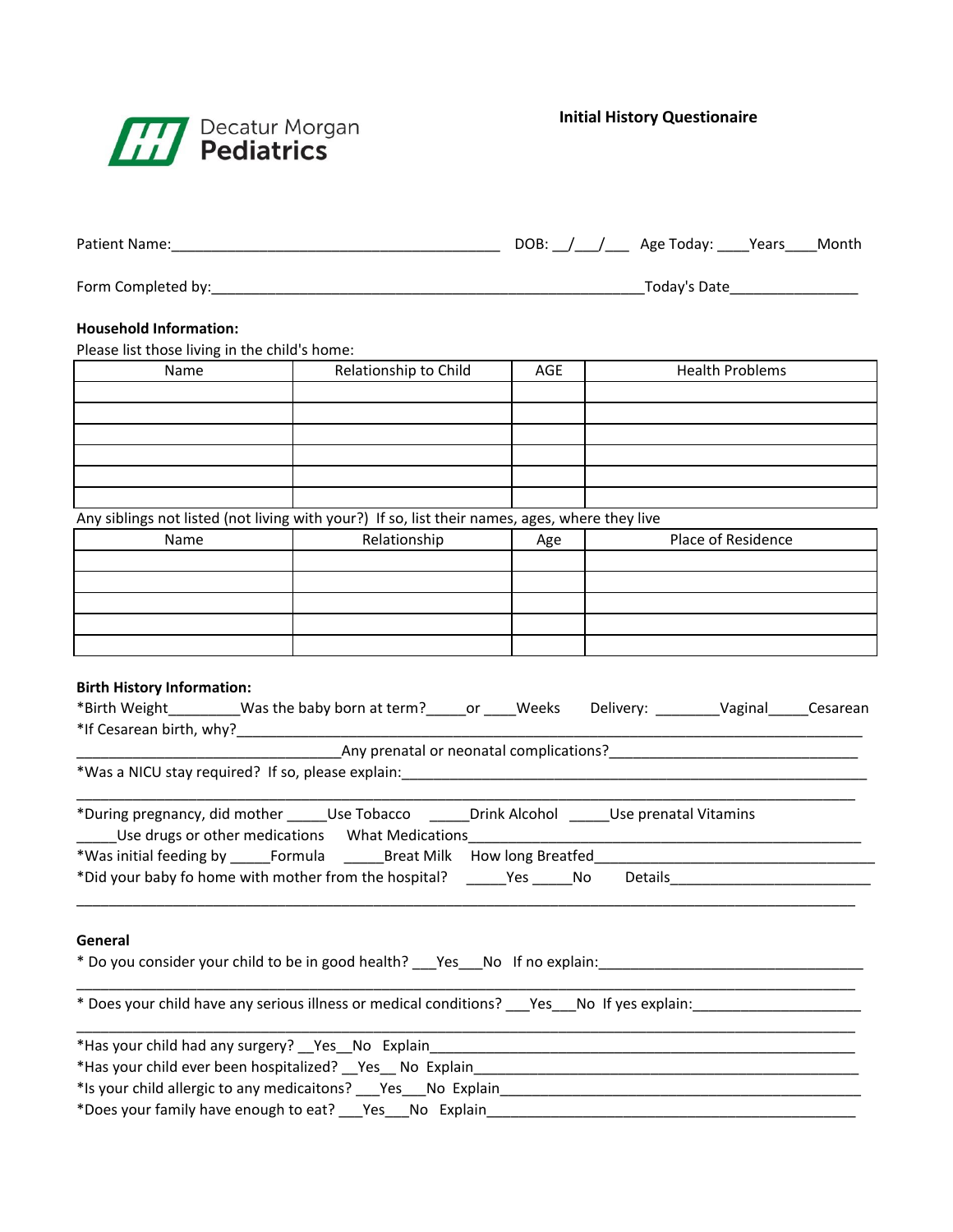Decatur Morgan Pediatrics

**Initial History Questionaire**

Patient Name:_________________________________________ DOB: __/___/___ Age Today: ____Years____Month

Form Completed by:_______________________________________________________Today's Date________________

**Household Information:**

Please list those living in the child's home:

| Name | Relationship to Child | AGE | Health Problems |
|---|---|---|---|
| | | | |
| | | | |
| | | | |
| | | | |
| | | | |
| | | | |

Any siblings not listed (not living with your?) If so, list their names, ages, where they live

| Name | Relationship | Age | Place of Residence |
|---|---|---|---|
| | | | |
| | | | |
| | | | |
| | | | |
| | | | |

**Birth History Information:**

*Birth Weight_________Was the baby born at term?_____or ____Weeks Delivery: ________Vaginal_____Cesarean

*If Cesarean birth, why?_____________________________________________________________________________

_________________________________Any prenatal or neonatal complications?_______________________________

*Was a NICU stay required? If so, please explain:______________________________________________________

_______________________________________________________________________________________________

*During pregnancy, did mother _____Use Tobacco _____Drink Alcohol _____Use prenatal Vitamins

_____Use drugs or other medications What Medications_____________________________________________

*Was initial feeding by _____Formula _____Breat Milk How long Breatfed___________________________________

*Did your baby fo home with mother from the hospital? _____Yes _____No Details_________________________

_______________________________________________________________________________________________

**General**

* Do you consider your child to be in good health? ___Yes___No If no explain:_________________________________

_______________________________________________________________________________________________

* Does your child have any serious illness or medical conditions? ___Yes___No If yes explain:_____________________

_______________________________________________________________________________________________

*Has your child had any surgery? __Yes__No Explain_______________________________________________________

*Has your child ever been hospitalized? __Yes__ No Explain_________________________________________________

*Is your child allergic to any medicaitons? ___Yes___No Explain______________________________________________

*Does your family have enough to eat? ___Yes___No Explain_________________________________________________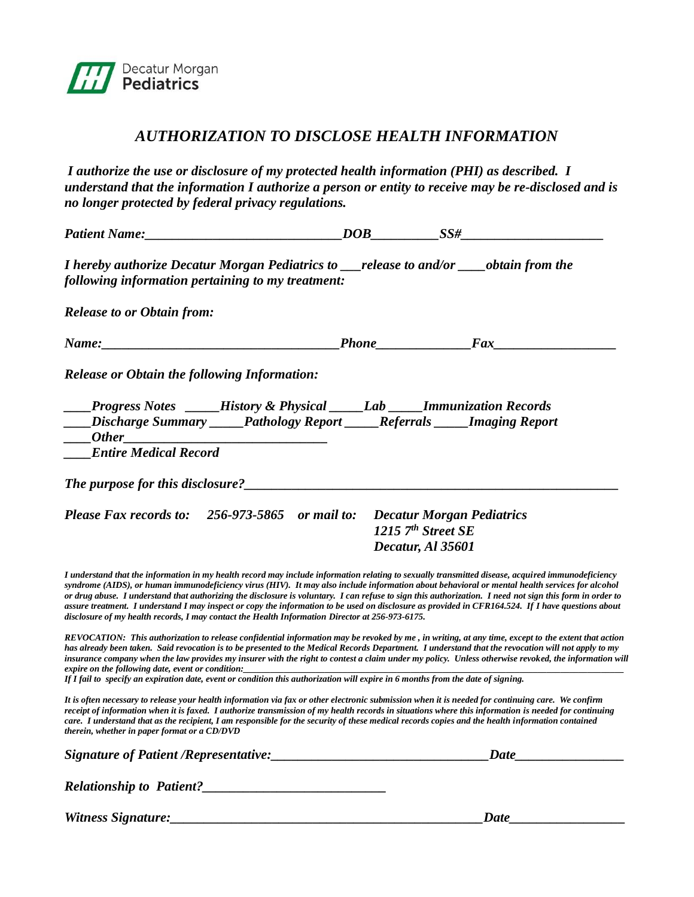Decatur Morgan **Pediatrics**

# *AUTHORIZATION TO DISCLOSE HEALTH INFORMATION*

***I authorize the use or disclosure of my protected health information (PHI) as described. I understand that the information I authorize a person or entity to receive may be re-disclosed and is no longer protected by federal privacy regulations.***

***Patient Name:_____________________________DOB__________SS#_____________________***

***I hereby authorize Decatur Morgan Pediatrics to ___release to and/or ____obtain from the following information pertaining to my treatment:***

***Release to or Obtain from:***

***Name:___________________________________Phone______________Fax__________________***

***Release or Obtain the following Information:***

***____Progress Notes _____History & Physical _____Lab _____Immunization Records***
***____Discharge Summary _____Pathology Report _____Referrals _____Imaging Report***
***____Other______________________________***
***____Entire Medical Record***

***The purpose for this disclosure?________________________________________________________***

***Please Fax records to: 256-973-5865 or mail to: Decatur Morgan Pediatrics***
***1215 7th Street SE***
***Decatur, Al 35601***

***I understand that the information in my health record may include information relating to sexually transmitted disease, acquired immunodeficiency syndrome (AIDS), or human immunodeficiency virus (HIV). It may also include information about behavioral or mental health services for alcohol or drug abuse. I understand that authorizing the disclosure is voluntary. I can refuse to sign this authorization. I need not sign this form in order to assure treatment. I understand I may inspect or copy the information to be used on disclosure as provided in CFR164.524. If I have questions about disclosure of my health records, I may contact the Health Information Director at 256-973-6175.***

***REVOCATION: This authorization to release confidential information may be revoked by me , in writing, at any time, except to the extent that action has already been taken. Said revocation is to be presented to the Medical Records Department. I understand that the revocation will not apply to my insurance company when the law provides my insurer with the right to contest a claim under my policy. Unless otherwise revoked, the information will expire on the following date, event or condition:____________________________________________________________________________***
***If I fail to specify an expiration date, event or condition this authorization will expire in 6 months from the date of signing.***

***It is often necessary to release your health information via fax or other electronic submission when it is needed for continuing care. We confirm receipt of information when it is faxed. I authorize transmission of my health records in situations where this information is needed for continuing care. I understand that as the recipient, I am responsible for the security of these medical records copies and the health information contained therein, whether in paper format or a CD/DVD***

***Signature of Patient /Representative:_________________________________Date________________***

***Relationship to Patient?___________________________***

***Witness Signature:________________________________________________Date_________________***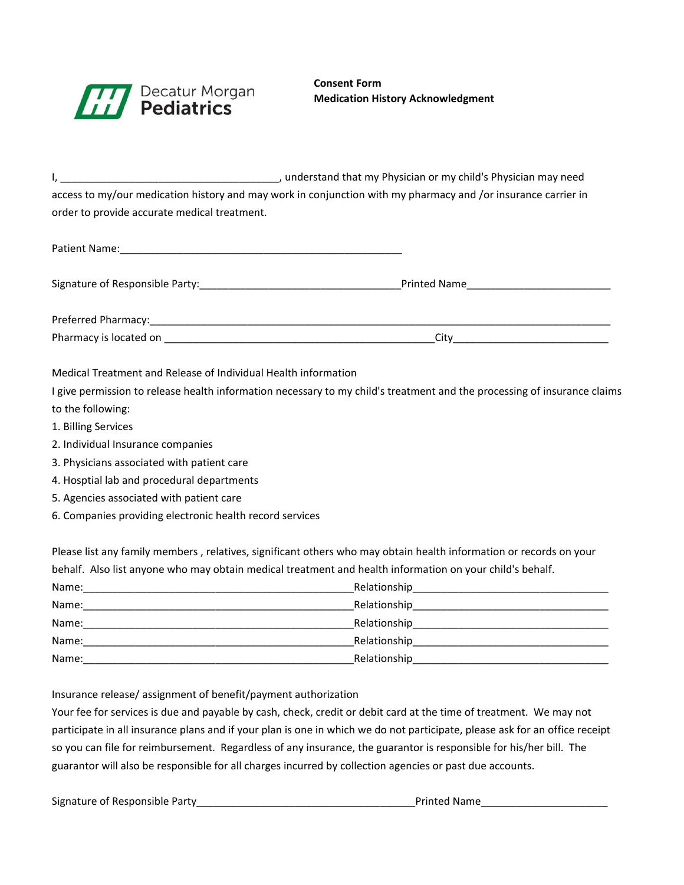Decatur Morgan **Pediatrics**

**Consent Form**
**Medication History Acknowledgment**

I, ______________________________________, understand that my Physician or my child's Physician may need access to my/our medication history and may work in conjunction with my pharmacy and /or insurance carrier in order to provide accurate medical treatment.

Patient Name:__________________________________________________

Signature of Responsible Party:__________________________________Printed Name________________________

Preferred Pharmacy:_______________________________________________________________________________

Pharmacy is located on ______________________________________________City__________________________

Medical Treatment and Release of Individual Health information

I give permission to release health information necessary to my child's treatment and the processing of insurance claims to the following:

1. Billing Services
2. Individual Insurance companies
3. Physicians associated with patient care
4. Hosptial lab and procedural departments
5. Agencies associated with patient care
6. Companies providing electronic health record services

Please list any family members , relatives, significant others who may obtain health information or records on your behalf. Also list anyone who may obtain medical treatment and health information on your child's behalf.

Name:_______________________________________________Relationship_________________________________

Name:_______________________________________________Relationship_________________________________

Name:_______________________________________________Relationship_________________________________

Name:_______________________________________________Relationship_________________________________

Name:_______________________________________________Relationship_________________________________

Insurance release/ assignment of benefit/payment authorization

Your fee for services is due and payable by cash, check, credit or debit card at the time of treatment. We may not participate in all insurance plans and if your plan is one in which we do not participate, please ask for an office receipt so you can file for reimbursement. Regardless of any insurance, the guarantor is responsible for his/her bill. The guarantor will also be responsible for all charges incurred by collection agencies or past due accounts.

Signature of Responsible Party_____________________________________Printed Name______________________